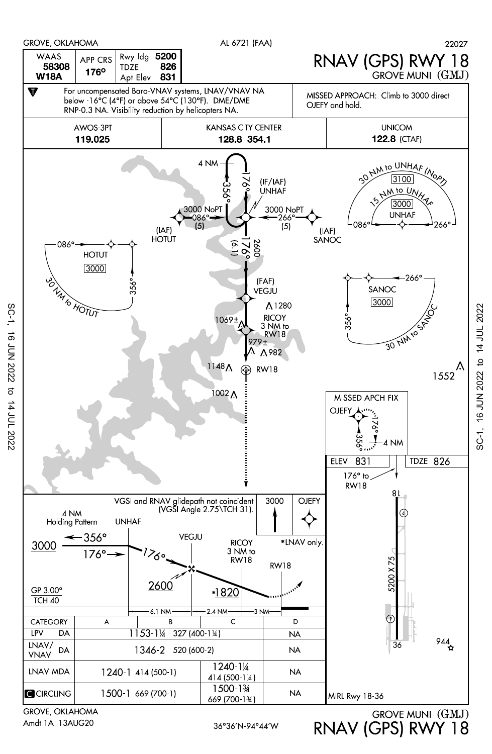GROVE, OKLAHOMA — AL-6721 (FAA) — 22027

# RNAV (GPS) RWY 18

## GROVE MUNI (GMJ)

| WAAS | APP CRS | Rwy ldg | 5200 |
|---|---|---|---|
| 58308 | 176° | TDZE | 826 |
| W18A | | Apt Elev | 831 |

For uncompensated Baro-VNAV systems, LNAV/VNAV NA below -16°C (4°F) or above 54°C (130°F). DME/DME RNP-0.3 NA. Visibility reduction by helicopters NA.

MISSED APPROACH: Climb to 3000 direct OJEFY and hold.

| AWOS-3PT | KANSAS CITY CENTER | UNICOM |
|---|---|---|
| 119.025 | 128.8 354.1 | 122.8 (CTAF) |

4 NM — 356° — 176° — (IF/IAF) UNHAF

3000 NoPT 086° (5) — (IAF) HOTUT

3000 NoPT 266° (5) — (IAF) SANOC

176° (6.1) 2600

(FAF) VEGJU

RICOY 3 NM to RW18

1280, 1069±, 979±, 982, 1148, 1002, 1552

RW18

30 NM to UNHAF (NoPT) 3100; 15 NM to UNHAF 3000; UNHAF 086° 266°

HOTUT 3000 086° 356° 30 NM to HOTUT

SANOC 3000 266° 356° 30 NM to SANOC

MISSED APCH FIX: OJEFY 176° 356° 4 NM

VGSI and RNAV glidepath not coincident (VGSI Angle 2.75\TCH 31).

4 NM Holding Pattern — UNHAF — 3000 — 356° — 176° — 176° — VEGJU 2600 — RICOY 3 NM to RW18 *1820 — RW18

*LNAV only.

3000 OJEFY

GP 3.00° TCH 40

6.1 NM — 2.4 NM — 3 NM

| CATEGORY | A | B | C | D |
|---|---|---|---|---|
| LPV DA | 1153-1¼ 327 (400-1¼) | | | NA |
| LNAV/VNAV DA | 1346-2 520 (600-2) | | | NA |
| LNAV MDA | 1240-1 414 (500-1) | | 1240-1¼ 414 (500-1¼) | NA |
| CIRCLING | 1500-1 669 (700-1) | | 1500-1¾ 669 (700-1¾) | NA |

ELEV 831 — TDZE 826

176° to RW18

8, 5200 X 75, 36, 944

MIRL Rwy 18-36

GROVE, OKLAHOMA — Amdt 1A 13AUG20 — 36°36'N-94°44'W

GROVE MUNI (GMJ) RNAV (GPS) RWY 18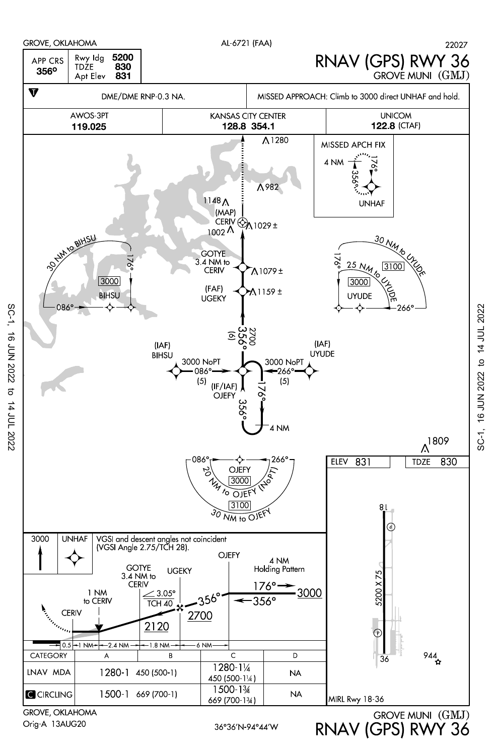GROVE, OKLAHOMA

AL-6721 (FAA)

22027

# RNAV (GPS) RWY 36

GROVE MUNI (GMJ)

| APP CRS | Rwy ldg | 5200 |
|---|---|---|
| 356° | TDZE | 830 |
| | Apt Elev | 831 |

DME/DME RNP-0.3 NA.

MISSED APPROACH: Climb to 3000 direct UNHAF and hold.

| AWOS-3PT | KANSAS CITY CENTER | UNICOM |
|---|---|---|
| 119.025 | 128.8 354.1 | 122.8 (CTAF) |

MISSED APCH FIX

4 NM
176°
356°
UNHAF

1280
982
1148
(MAP)
CERIV
1029 ±
1002

30 NM to BIHSU
176°
3000
BIHSU
086°

GOTYE
3.4 NM to
CERIV
1079 ±

(FAF)
UGEKY
1159 ±

30 NM to UYUDE
176°
25 NM to UYUDE
3100
3000
UYUDE
266°

356°
2700
(6)

(IAF)
BIHSU
3000 NoPT
086°
(5)

(IF/IAF)
OJEFY
176°
356°
4 NM

(IAF)
UYUDE
3000 NoPT
266°
(5)

1809

086°
266°
OJEFY
3000
20 NM to OJEFY (NoPT)
3100
30 NM to OJEFY

ELEV 831
TDZE 830

18
5200 X 75
36
944

MIRL Rwy 18-36

3000
UNHAF

VGSI and descent angles not coincident
(VGSI Angle 2.75/TCH 28).

OJEFY
4 NM
Holding Pattern
176°
3000
356°

GOTYE
3.4 NM to
CERIV
UGEKY

1 NM
to CERIV
3.05°
TCH 40
356°
2700

CERIV
2120

0.5 | 1 NM | 2.4 NM | 1.8 NM | 6 NM

| CATEGORY | A | B | C | D |
|---|---|---|---|---|
| LNAV MDA | 1280-1 450 (500-1) | | 1280-1¼ 450 (500-1¼) | NA |
| C CIRCLING | 1500-1 669 (700-1) | | 1500-1¾ 669 (700-1¾) | NA |

GROVE, OKLAHOMA

Orig-A 13AUG20

36°36′N-94°44′W

GROVE MUNI (GMJ)

RNAV (GPS) RWY 36